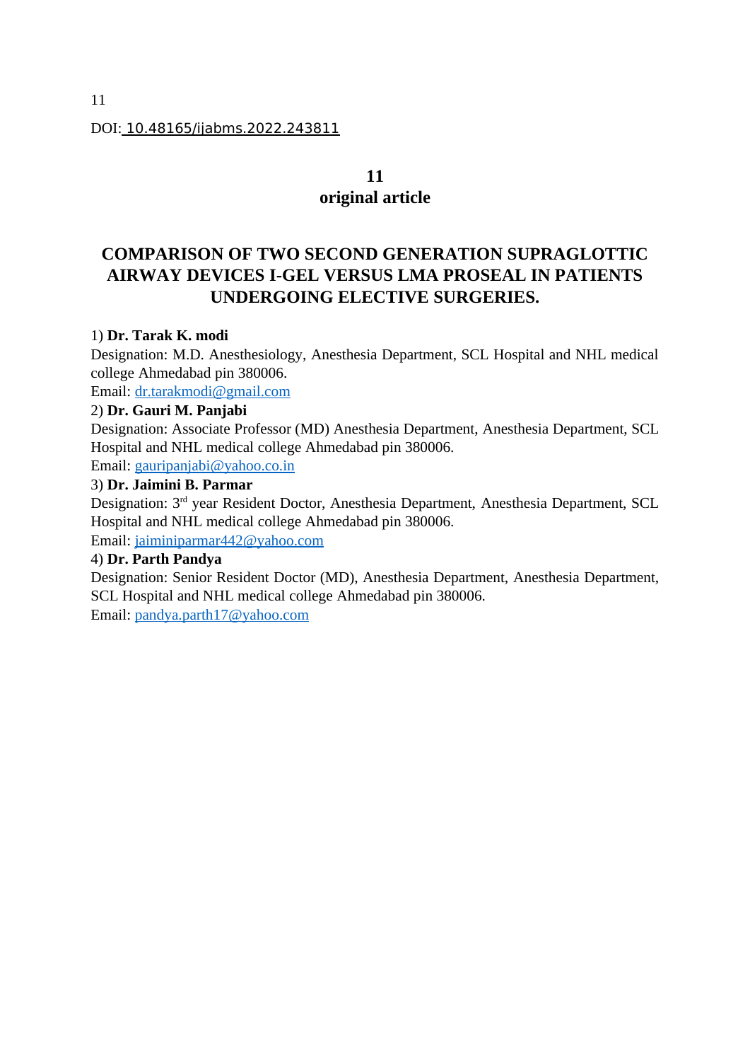DOI: 10.48165/ijabms.2022.243811

**11**
**original article**

# COMPARISON OF TWO SECOND GENERATION SUPRAGLOTTIC AIRWAY DEVICES I-GEL VERSUS LMA PROSEAL IN PATIENTS UNDERGOING ELECTIVE SURGERIES.

1) **Dr. Tarak K. modi**
Designation: M.D. Anesthesiology, Anesthesia Department, SCL Hospital and NHL medical college Ahmedabad pin 380006.
Email: dr.tarakmodi@gmail.com

2) **Dr. Gauri M. Panjabi**
Designation: Associate Professor (MD) Anesthesia Department, Anesthesia Department, SCL Hospital and NHL medical college Ahmedabad pin 380006.
Email: gauripanjabi@yahoo.co.in

3) **Dr. Jaimini B. Parmar**
Designation: 3rd year Resident Doctor, Anesthesia Department, Anesthesia Department, SCL Hospital and NHL medical college Ahmedabad pin 380006.
Email: jaiminiparmar442@yahoo.com

4) **Dr. Parth Pandya**
Designation: Senior Resident Doctor (MD), Anesthesia Department, Anesthesia Department, SCL Hospital and NHL medical college Ahmedabad pin 380006.
Email: pandya.parth17@yahoo.com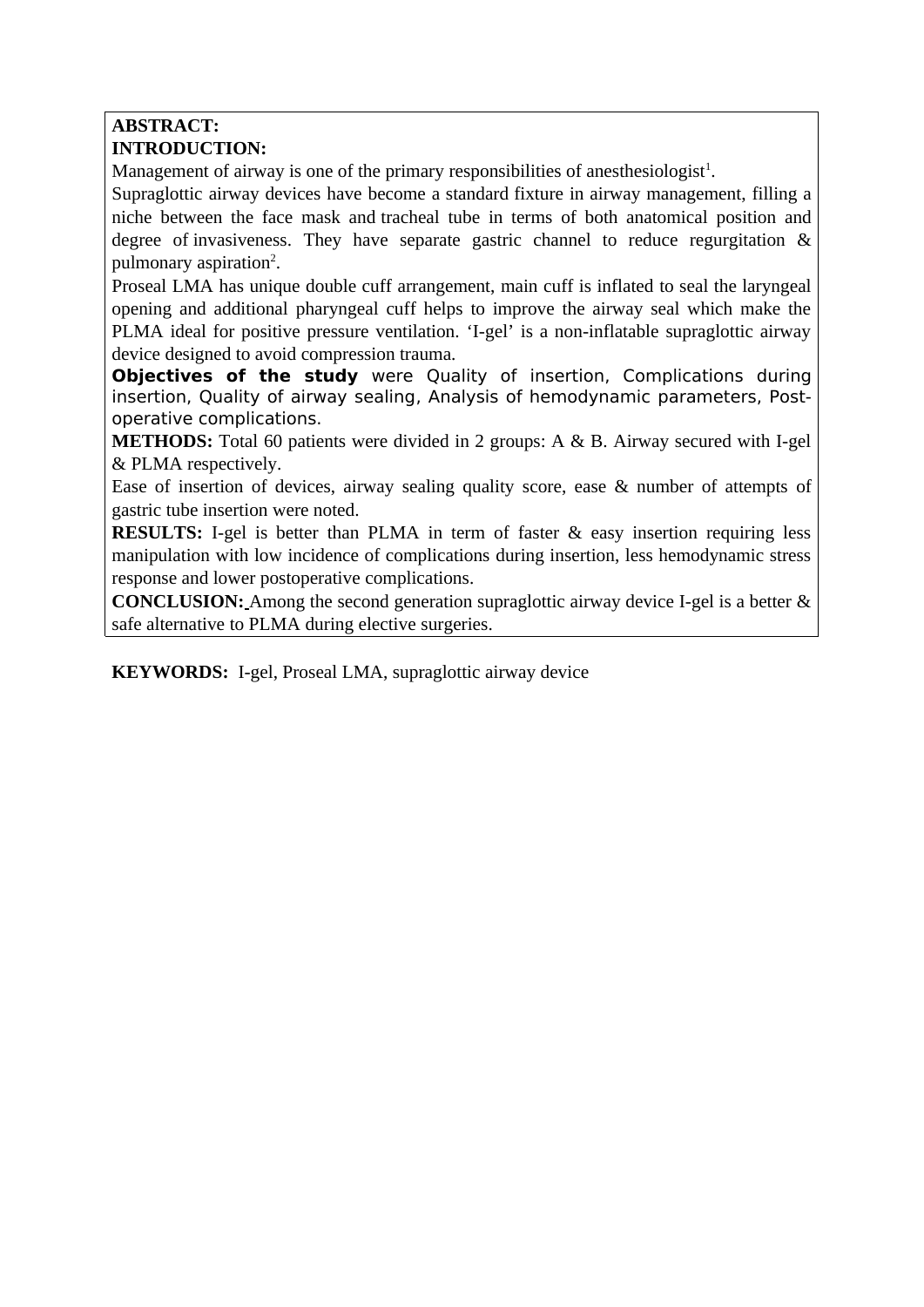**ABSTRACT:**

**INTRODUCTION:**

Management of airway is one of the primary responsibilities of anesthesiologist[1].

Supraglottic airway devices have become a standard fixture in airway management, filling a niche between the face mask and tracheal tube in terms of both anatomical position and degree of invasiveness. They have separate gastric channel to reduce regurgitation & pulmonary aspiration[2].

Proseal LMA has unique double cuff arrangement, main cuff is inflated to seal the laryngeal opening and additional pharyngeal cuff helps to improve the airway seal which make the PLMA ideal for positive pressure ventilation. 'I-gel' is a non-inflatable supraglottic airway device designed to avoid compression trauma.

**Objectives of the study** were Quality of insertion, Complications during insertion, Quality of airway sealing, Analysis of hemodynamic parameters, Post-operative complications.

**METHODS:** Total 60 patients were divided in 2 groups: A & B. Airway secured with I-gel & PLMA respectively.

Ease of insertion of devices, airway sealing quality score, ease & number of attempts of gastric tube insertion were noted.

**RESULTS:** I-gel is better than PLMA in term of faster & easy insertion requiring less manipulation with low incidence of complications during insertion, less hemodynamic stress response and lower postoperative complications.

**CONCLUSION:** Among the second generation supraglottic airway device I-gel is a better & safe alternative to PLMA during elective surgeries.

**KEYWORDS:** I-gel, Proseal LMA, supraglottic airway device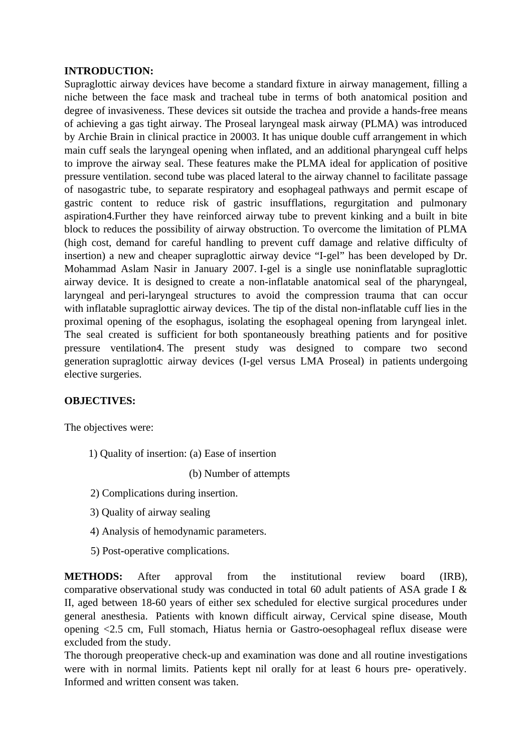**INTRODUCTION:**
Supraglottic airway devices have become a standard fixture in airway management, filling a niche between the face mask and tracheal tube in terms of both anatomical position and degree of invasiveness. These devices sit outside the trachea and provide a hands-free means of achieving a gas tight airway. The Proseal laryngeal mask airway (PLMA) was introduced by Archie Brain in clinical practice in 2000[3]. It has unique double cuff arrangement in which main cuff seals the laryngeal opening when inflated, and an additional pharyngeal cuff helps to improve the airway seal. These features make the PLMA ideal for application of positive pressure ventilation. second tube was placed lateral to the airway channel to facilitate passage of nasogastric tube, to separate respiratory and esophageal pathways and permit escape of gastric content to reduce risk of gastric insufflations, regurgitation and pulmonary aspiration[4].Further they have reinforced airway tube to prevent kinking and a built in bite block to reduces the possibility of airway obstruction. To overcome the limitation of PLMA (high cost, demand for careful handling to prevent cuff damage and relative difficulty of insertion) a new and cheaper supraglottic airway device "I-gel" has been developed by Dr. Mohammad Aslam Nasir in January 2007. I-gel is a single use noninflatable supraglottic airway device. It is designed to create a non-inflatable anatomical seal of the pharyngeal, laryngeal and peri-laryngeal structures to avoid the compression trauma that can occur with inflatable supraglottic airway devices. The tip of the distal non-inflatable cuff lies in the proximal opening of the esophagus, isolating the esophageal opening from laryngeal inlet. The seal created is sufficient for both spontaneously breathing patients and for positive pressure ventilation[4]. The present study was designed to compare two second generation supraglottic airway devices (I-gel versus LMA Proseal) in patients undergoing elective surgeries.

**OBJECTIVES:**

The objectives were:

1) Quality of insertion: (a) Ease of insertion
   (b) Number of attempts
2) Complications during insertion.
3) Quality of airway sealing
4) Analysis of hemodynamic parameters.
5) Post-operative complications.

**METHODS:** After approval from the institutional review board (IRB), comparative observational study was conducted in total 60 adult patients of ASA grade I & II, aged between 18-60 years of either sex scheduled for elective surgical procedures under general anesthesia. Patients with known difficult airway, Cervical spine disease, Mouth opening <2.5 cm, Full stomach, Hiatus hernia or Gastro-oesophageal reflux disease were excluded from the study.
The thorough preoperative check-up and examination was done and all routine investigations were with in normal limits. Patients kept nil orally for at least 6 hours pre- operatively. Informed and written consent was taken.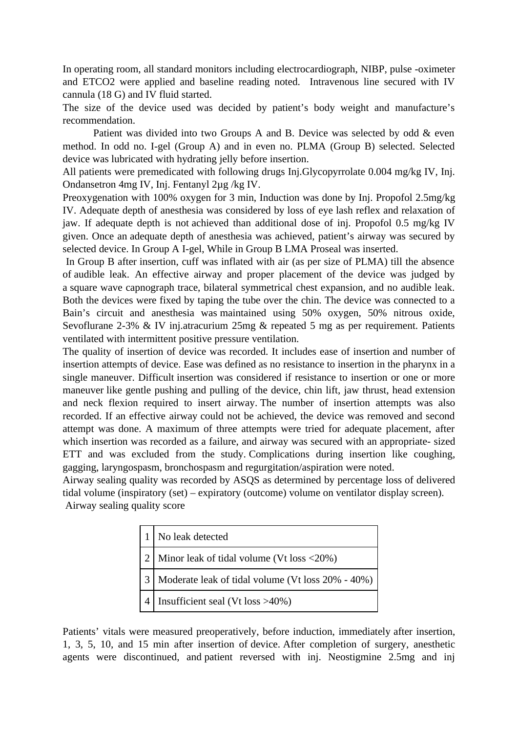In operating room, all standard monitors including electrocardiograph, NIBP, pulse -oximeter and ETCO2 were applied and baseline reading noted. Intravenous line secured with IV cannula (18 G) and IV fluid started.

The size of the device used was decided by patient's body weight and manufacture's recommendation.

Patient was divided into two Groups A and B. Device was selected by odd & even method. In odd no. I-gel (Group A) and in even no. PLMA (Group B) selected. Selected device was lubricated with hydrating jelly before insertion.

All patients were premedicated with following drugs Inj.Glycopyrrolate 0.004 mg/kg IV, Inj. Ondansetron 4mg IV, Inj. Fentanyl 2µg /kg IV.

Preoxygenation with 100% oxygen for 3 min, Induction was done by Inj. Propofol 2.5mg/kg IV. Adequate depth of anesthesia was considered by loss of eye lash reflex and relaxation of jaw. If adequate depth is not achieved than additional dose of inj. Propofol 0.5 mg/kg IV given. Once an adequate depth of anesthesia was achieved, patient's airway was secured by selected device. In Group A I-gel, While in Group B LMA Proseal was inserted.

In Group B after insertion, cuff was inflated with air (as per size of PLMA) till the absence of audible leak. An effective airway and proper placement of the device was judged by a square wave capnograph trace, bilateral symmetrical chest expansion, and no audible leak. Both the devices were fixed by taping the tube over the chin. The device was connected to a Bain's circuit and anesthesia was maintained using 50% oxygen, 50% nitrous oxide, Sevoflurane 2-3% & IV inj.atracurium 25mg & repeated 5 mg as per requirement. Patients ventilated with intermittent positive pressure ventilation.

The quality of insertion of device was recorded. It includes ease of insertion and number of insertion attempts of device. Ease was defined as no resistance to insertion in the pharynx in a single maneuver. Difficult insertion was considered if resistance to insertion or one or more maneuver like gentle pushing and pulling of the device, chin lift, jaw thrust, head extension and neck flexion required to insert airway. The number of insertion attempts was also recorded. If an effective airway could not be achieved, the device was removed and second attempt was done. A maximum of three attempts were tried for adequate placement, after which insertion was recorded as a failure, and airway was secured with an appropriate- sized ETT and was excluded from the study. Complications during insertion like coughing, gagging, laryngospasm, bronchospasm and regurgitation/aspiration were noted.

Airway sealing quality was recorded by ASQS as determined by percentage loss of delivered tidal volume (inspiratory (set) – expiratory (outcome) volume on ventilator display screen).

Airway sealing quality score

| | |
|---|---|
| 1 | No leak detected |
| 2 | Minor leak of tidal volume (Vt loss <20%) |
| 3 | Moderate leak of tidal volume (Vt loss 20% - 40%) |
| 4 | Insufficient seal (Vt loss >40%) |

Patients' vitals were measured preoperatively, before induction, immediately after insertion, 1, 3, 5, 10, and 15 min after insertion of device. After completion of surgery, anesthetic agents were discontinued, and patient reversed with inj. Neostigmine 2.5mg and inj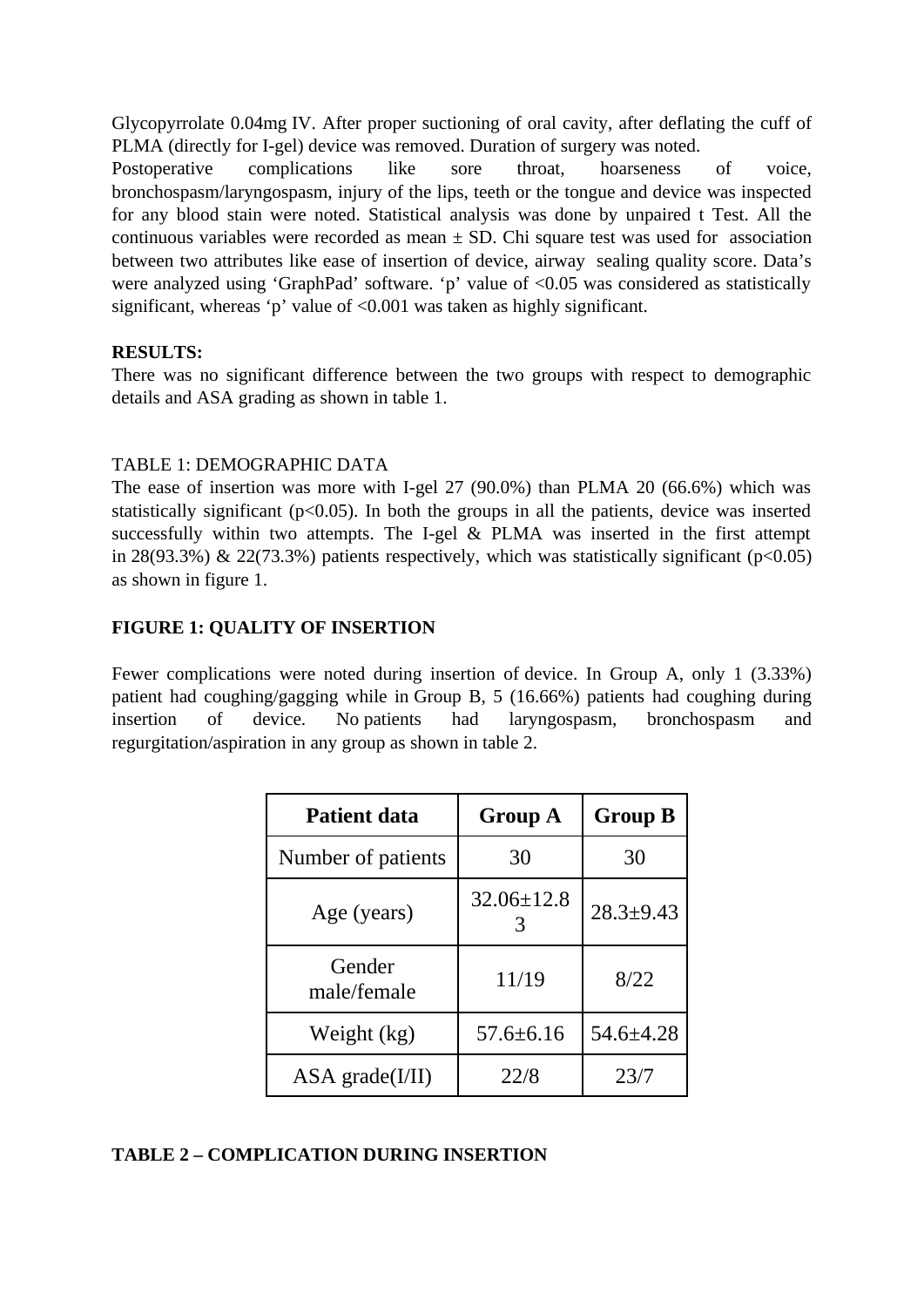Glycopyrrolate 0.04mg IV. After proper suctioning of oral cavity, after deflating the cuff of PLMA (directly for I-gel) device was removed. Duration of surgery was noted.

Postoperative complications like sore throat, hoarseness of voice, bronchospasm/laryngospasm, injury of the lips, teeth or the tongue and device was inspected for any blood stain were noted. Statistical analysis was done by unpaired t Test. All the continuous variables were recorded as mean ± SD. Chi square test was used for association between two attributes like ease of insertion of device, airway sealing quality score. Data's were analyzed using 'GraphPad' software. 'p' value of <0.05 was considered as statistically significant, whereas 'p' value of <0.001 was taken as highly significant.

**RESULTS:**

There was no significant difference between the two groups with respect to demographic details and ASA grading as shown in table 1.

TABLE 1: DEMOGRAPHIC DATA

The ease of insertion was more with I-gel 27 (90.0%) than PLMA 20 (66.6%) which was statistically significant ($p<0.05$). In both the groups in all the patients, device was inserted successfully within two attempts. The I-gel & PLMA was inserted in the first attempt in 28(93.3%) & 22(73.3%) patients respectively, which was statistically significant ($p<0.05$) as shown in figure 1.

**FIGURE 1: QUALITY OF INSERTION**

Fewer complications were noted during insertion of device. In Group A, only 1 (3.33%) patient had coughing/gagging while in Group B, 5 (16.66%) patients had coughing during insertion of device. No patients had laryngospasm, bronchospasm and regurgitation/aspiration in any group as shown in table 2.

| Patient data | Group A | Group B |
|---|---|---|
| Number of patients | 30 | 30 |
| Age (years) | 32.06±12.83 | 28.3±9.43 |
| Gender male/female | 11/19 | 8/22 |
| Weight (kg) | 57.6±6.16 | 54.6±4.28 |
| ASA grade(I/II) | 22/8 | 23/7 |

**TABLE 2 – COMPLICATION DURING INSERTION**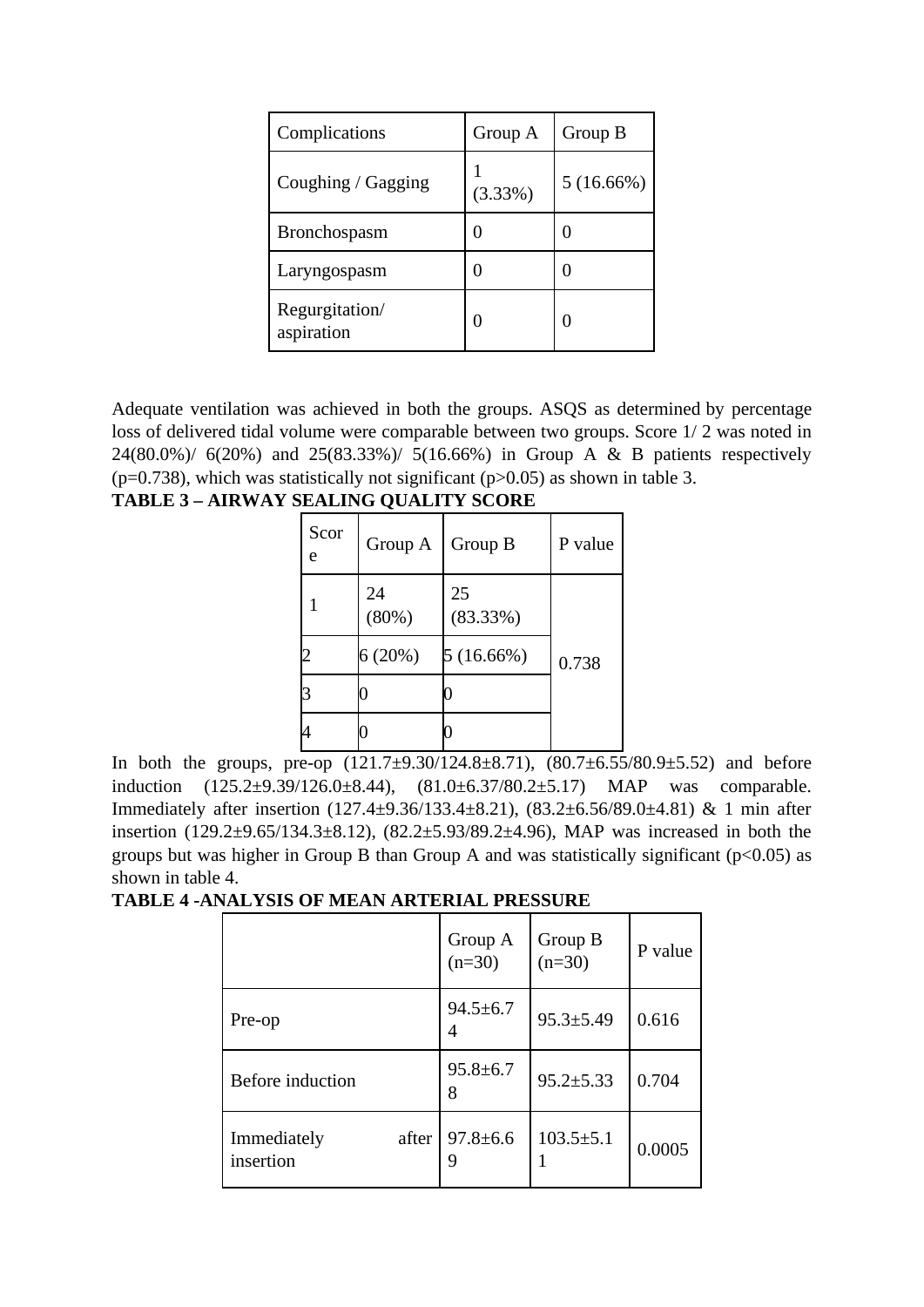| Complications | Group A | Group B |
|---|---|---|
| Coughing / Gagging | 1 (3.33%) | 5 (16.66%) |
| Bronchospasm | 0 | 0 |
| Laryngospasm | 0 | 0 |
| Regurgitation/ aspiration | 0 | 0 |

Adequate ventilation was achieved in both the groups. ASQS as determined by percentage loss of delivered tidal volume were comparable between two groups. Score 1/ 2 was noted in 24(80.0%)/ 6(20%) and 25(83.33%)/ 5(16.66%) in Group A & B patients respectively (p=0.738), which was statistically not significant (p>0.05) as shown in table 3.

**TABLE 3 – AIRWAY SEALING QUALITY SCORE**

| Score | Group A | Group B | P value |
|---|---|---|---|
| 1 | 24 (80%) | 25 (83.33%) | 0.738 |
| 2 | 6 (20%) | 5 (16.66%) | |
| 3 | 0 | 0 | |
| 4 | 0 | 0 | |

In both the groups, pre-op (121.7±9.30/124.8±8.71), (80.7±6.55/80.9±5.52) and before induction (125.2±9.39/126.0±8.44), (81.0±6.37/80.2±5.17) MAP was comparable. Immediately after insertion (127.4±9.36/133.4±8.21), (83.2±6.56/89.0±4.81) & 1 min after insertion (129.2±9.65/134.3±8.12), (82.2±5.93/89.2±4.96), MAP was increased in both the groups but was higher in Group B than Group A and was statistically significant (p<0.05) as shown in table 4.

**TABLE 4 -ANALYSIS OF MEAN ARTERIAL PRESSURE**

| | Group A (n=30) | Group B (n=30) | P value |
|---|---|---|---|
| Pre-op | 94.5±6.74 | 95.3±5.49 | 0.616 |
| Before induction | 95.8±6.78 | 95.2±5.33 | 0.704 |
| Immediately after insertion | 97.8±6.69 | 103.5±5.11 | 0.0005 |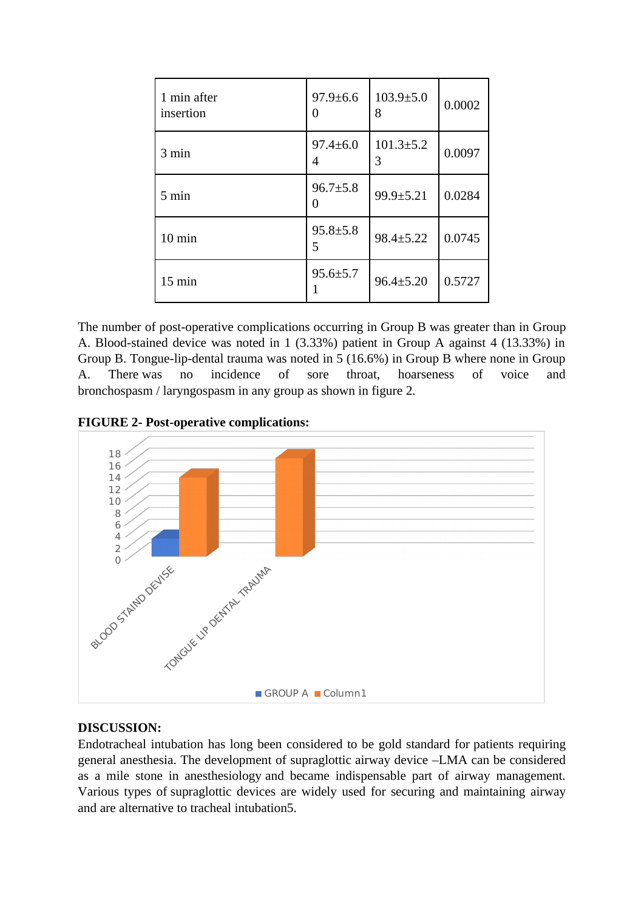| 1 min after insertion | 97.9±6.60 | 103.9±5.08 | 0.0002 |
|---|---|---|---|
| 3 min | 97.4±6.04 | 101.3±5.23 | 0.0097 |
| 5 min | 96.7±5.80 | 99.9±5.21 | 0.0284 |
| 10 min | 95.8±5.85 | 98.4±5.22 | 0.0745 |
| 15 min | 95.6±5.71 | 96.4±5.20 | 0.5727 |

The number of post-operative complications occurring in Group B was greater than in Group A. Blood-stained device was noted in 1 (3.33%) patient in Group A against 4 (13.33%) in Group B. Tongue-lip-dental trauma was noted in 5 (16.6%) in Group B where none in Group A. There was no incidence of sore throat, hoarseness of voice and bronchospasm / laryngospasm in any group as shown in figure 2.

**FIGURE 2- Post-operative complications:**

## DISCUSSION:

Endotracheal intubation has long been considered to be gold standard for patients requiring general anesthesia. The development of supraglottic airway device –LMA can be considered as a mile stone in anesthesiology and became indispensable part of airway management. Various types of supraglottic devices are widely used for securing and maintaining airway and are alternative to tracheal intubation5.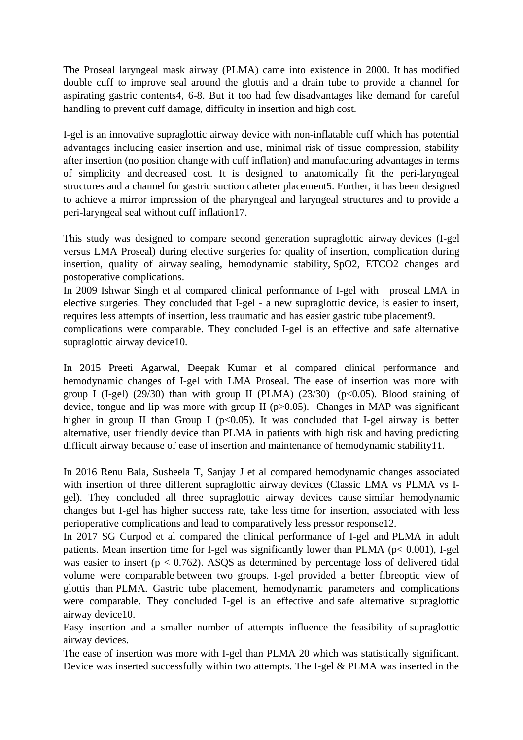The Proseal laryngeal mask airway (PLMA) came into existence in 2000. It has modified double cuff to improve seal around the glottis and a drain tube to provide a channel for aspirating gastric contents4, 6-8. But it too had few disadvantages like demand for careful handling to prevent cuff damage, difficulty in insertion and high cost.

I-gel is an innovative supraglottic airway device with non-inflatable cuff which has potential advantages including easier insertion and use, minimal risk of tissue compression, stability after insertion (no position change with cuff inflation) and manufacturing advantages in terms of simplicity and decreased cost. It is designed to anatomically fit the peri-laryngeal structures and a channel for gastric suction catheter placement5. Further, it has been designed to achieve a mirror impression of the pharyngeal and laryngeal structures and to provide a peri-laryngeal seal without cuff inflation17.

This study was designed to compare second generation supraglottic airway devices (I-gel versus LMA Proseal) during elective surgeries for quality of insertion, complication during insertion, quality of airway sealing, hemodynamic stability, $SpO_2$, $ETCO_2$ changes and postoperative complications.
In 2009 Ishwar Singh et al compared clinical performance of I-gel with proseal LMA in elective surgeries. They concluded that I-gel - a new supraglottic device, is easier to insert, requires less attempts of insertion, less traumatic and has easier gastric tube placement9.
complications were comparable. They concluded I-gel is an effective and safe alternative supraglottic airway device10.

In 2015 Preeti Agarwal, Deepak Kumar et al compared clinical performance and hemodynamic changes of I-gel with LMA Proseal. The ease of insertion was more with group I (I-gel) (29/30) than with group II (PLMA) (23/30) ($p<0.05$). Blood staining of device, tongue and lip was more with group II ($p>0.05$). Changes in MAP was significant higher in group II than Group I ($p<0.05$). It was concluded that I-gel airway is better alternative, user friendly device than PLMA in patients with high risk and having predicting difficult airway because of ease of insertion and maintenance of hemodynamic stability11.

In 2016 Renu Bala, Susheela T, Sanjay J et al compared hemodynamic changes associated with insertion of three different supraglottic airway devices (Classic LMA vs PLMA vs I-gel). They concluded all three supraglottic airway devices cause similar hemodynamic changes but I-gel has higher success rate, take less time for insertion, associated with less perioperative complications and lead to comparatively less pressor response12.
In 2017 SG Curpod et al compared the clinical performance of I-gel and PLMA in adult patients. Mean insertion time for I-gel was significantly lower than PLMA ($p< 0.001$), I-gel was easier to insert ($p < 0.762$). ASQS as determined by percentage loss of delivered tidal volume were comparable between two groups. I-gel provided a better fibreoptic view of glottis than PLMA. Gastric tube placement, hemodynamic parameters and complications were comparable. They concluded I-gel is an effective and safe alternative supraglottic airway device10.
Easy insertion and a smaller number of attempts influence the feasibility of supraglottic airway devices.
The ease of insertion was more with I-gel than PLMA 20 which was statistically significant. Device was inserted successfully within two attempts. The I-gel & PLMA was inserted in the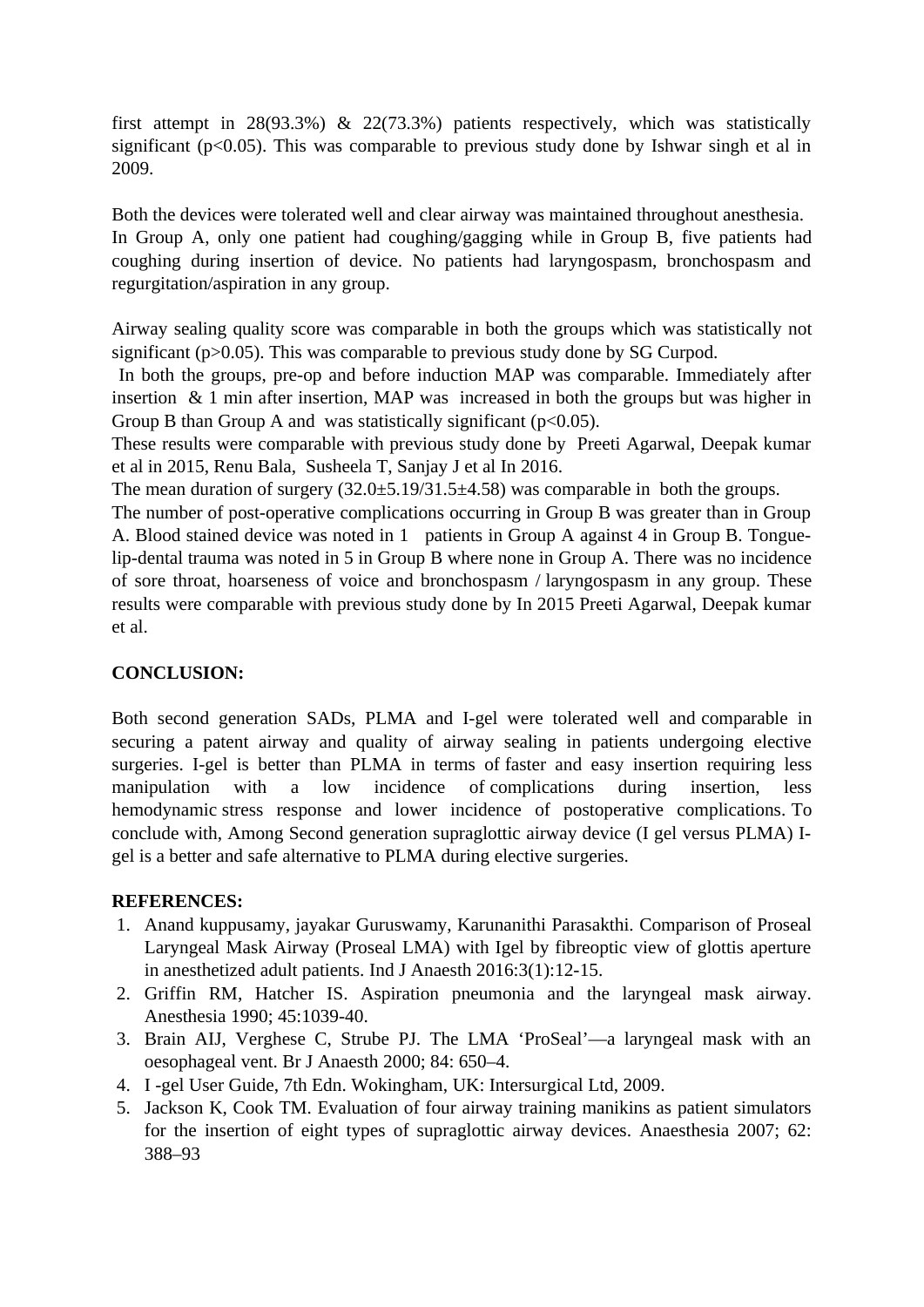first attempt in 28(93.3%) & 22(73.3%) patients respectively, which was statistically significant ($p<0.05$). This was comparable to previous study done by Ishwar singh et al in 2009.

Both the devices were tolerated well and clear airway was maintained throughout anesthesia. In Group A, only one patient had coughing/gagging while in Group B, five patients had coughing during insertion of device. No patients had laryngospasm, bronchospasm and regurgitation/aspiration in any group.

Airway sealing quality score was comparable in both the groups which was statistically not significant ($p>0.05$). This was comparable to previous study done by SG Curpod.

In both the groups, pre-op and before induction MAP was comparable. Immediately after insertion & 1 min after insertion, MAP was increased in both the groups but was higher in Group B than Group A and was statistically significant ($p<0.05$).

These results were comparable with previous study done by Preeti Agarwal, Deepak kumar et al in 2015, Renu Bala, Susheela T, Sanjay J et al In 2016.

The mean duration of surgery ($32.0\pm5.19/31.5\pm4.58$) was comparable in both the groups.

The number of post-operative complications occurring in Group B was greater than in Group A. Blood stained device was noted in 1 patients in Group A against 4 in Group B. Tongue-lip-dental trauma was noted in 5 in Group B where none in Group A. There was no incidence of sore throat, hoarseness of voice and bronchospasm / laryngospasm in any group. These results were comparable with previous study done by In 2015 Preeti Agarwal, Deepak kumar et al.

**CONCLUSION:**

Both second generation SADs, PLMA and I-gel were tolerated well and comparable in securing a patent airway and quality of airway sealing in patients undergoing elective surgeries. I-gel is better than PLMA in terms of faster and easy insertion requiring less manipulation with a low incidence of complications during insertion, less hemodynamic stress response and lower incidence of postoperative complications. To conclude with, Among Second generation supraglottic airway device (I gel versus PLMA) I-gel is a better and safe alternative to PLMA during elective surgeries.

**REFERENCES:**

1. Anand kuppusamy, jayakar Guruswamy, Karunanithi Parasakthi. Comparison of Proseal Laryngeal Mask Airway (Proseal LMA) with Igel by fibreoptic view of glottis aperture in anesthetized adult patients. Ind J Anaesth 2016:3(1):12-15.
2. Griffin RM, Hatcher IS. Aspiration pneumonia and the laryngeal mask airway. Anesthesia 1990; 45:1039-40.
3. Brain AIJ, Verghese C, Strube PJ. The LMA 'ProSeal'—a laryngeal mask with an oesophageal vent. Br J Anaesth 2000; 84: 650–4.
4. I -gel User Guide, 7th Edn. Wokingham, UK: Intersurgical Ltd, 2009.
5. Jackson K, Cook TM. Evaluation of four airway training manikins as patient simulators for the insertion of eight types of supraglottic airway devices. Anaesthesia 2007; 62: 388–93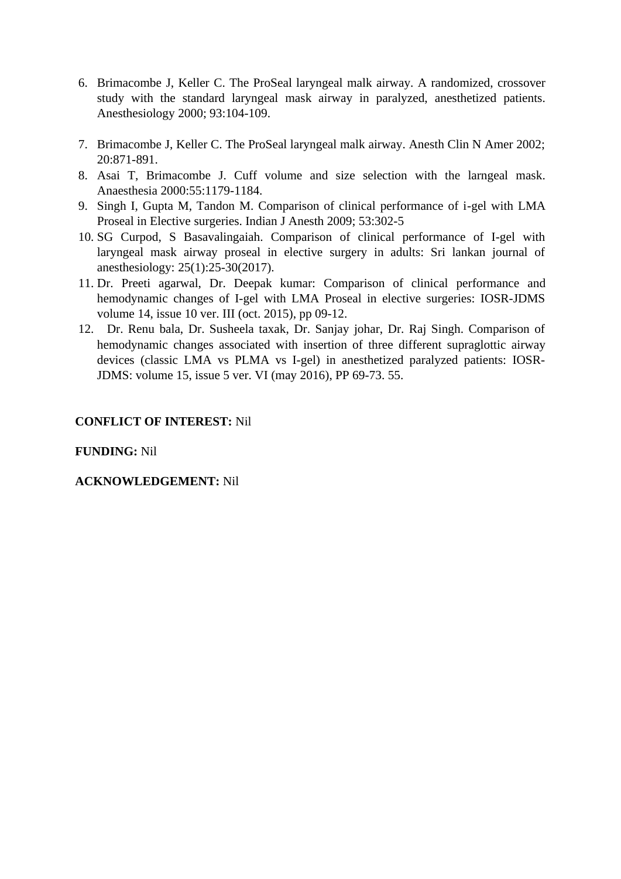6. Brimacombe J, Keller C. The ProSeal laryngeal malk airway. A randomized, crossover study with the standard laryngeal mask airway in paralyzed, anesthetized patients. Anesthesiology 2000; 93:104-109.

7. Brimacombe J, Keller C. The ProSeal laryngeal malk airway. Anesth Clin N Amer 2002; 20:871-891.
8. Asai T, Brimacombe J. Cuff volume and size selection with the larngeal mask. Anaesthesia 2000:55:1179-1184.
9. Singh I, Gupta M, Tandon M. Comparison of clinical performance of i-gel with LMA Proseal in Elective surgeries. Indian J Anesth 2009; 53:302-5
10. SG Curpod, S Basavalingaiah. Comparison of clinical performance of I-gel with laryngeal mask airway proseal in elective surgery in adults: Sri lankan journal of anesthesiology: 25(1):25-30(2017).
11. Dr. Preeti agarwal, Dr. Deepak kumar: Comparison of clinical performance and hemodynamic changes of I-gel with LMA Proseal in elective surgeries: IOSR-JDMS volume 14, issue 10 ver. III (oct. 2015), pp 09-12.
12. Dr. Renu bala, Dr. Susheela taxak, Dr. Sanjay johar, Dr. Raj Singh. Comparison of hemodynamic changes associated with insertion of three different supraglottic airway devices (classic LMA vs PLMA vs I-gel) in anesthetized paralyzed patients: IOSR-JDMS: volume 15, issue 5 ver. VI (may 2016), PP 69-73. 55.

**CONFLICT OF INTEREST:** Nil

**FUNDING:** Nil

**ACKNOWLEDGEMENT:** Nil